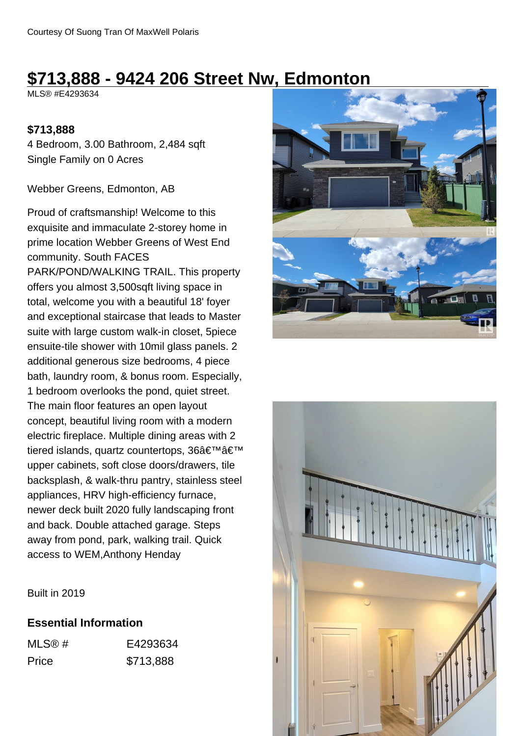Courtesy Of Suong Tran Of MaxWell Polaris

# $713,888 - 9424 206 Street Nw, Edmonton

MLS® #E4293634

**$713,888**

4 Bedroom, 3.00 Bathroom, 2,484 sqft

Single Family on 0 Acres

Webber Greens, Edmonton, AB

Proud of craftsmanship! Welcome to this exquisite and immaculate 2-storey home in prime location Webber Greens of West End community. South FACES PARK/POND/WALKING TRAIL. This property offers you almost 3,500sqft living space in total, welcome you with a beautiful 18' foyer and exceptional staircase that leads to Master suite with large custom walk-in closet, 5piece ensuite-tile shower with 10mil glass panels. 2 additional generous size bedrooms, 4 piece bath, laundry room, & bonus room. Especially, 1 bedroom overlooks the pond, quiet street. The main floor features an open layout concept, beautiful living room with a modern electric fireplace. Multiple dining areas with 2 tiered islands, quartz countertops, 36â€™â€™ upper cabinets, soft close doors/drawers, tile backsplash, & walk-thru pantry, stainless steel appliances, HRV high-efficiency furnace, newer deck built 2020 fully landscaping front and back. Double attached garage. Steps away from pond, park, walking trail. Quick access to WEM,Anthony Henday

Built in 2019

### Essential Information

| MLS® # | E4293634 |
|---|---|
| Price | $713,888 |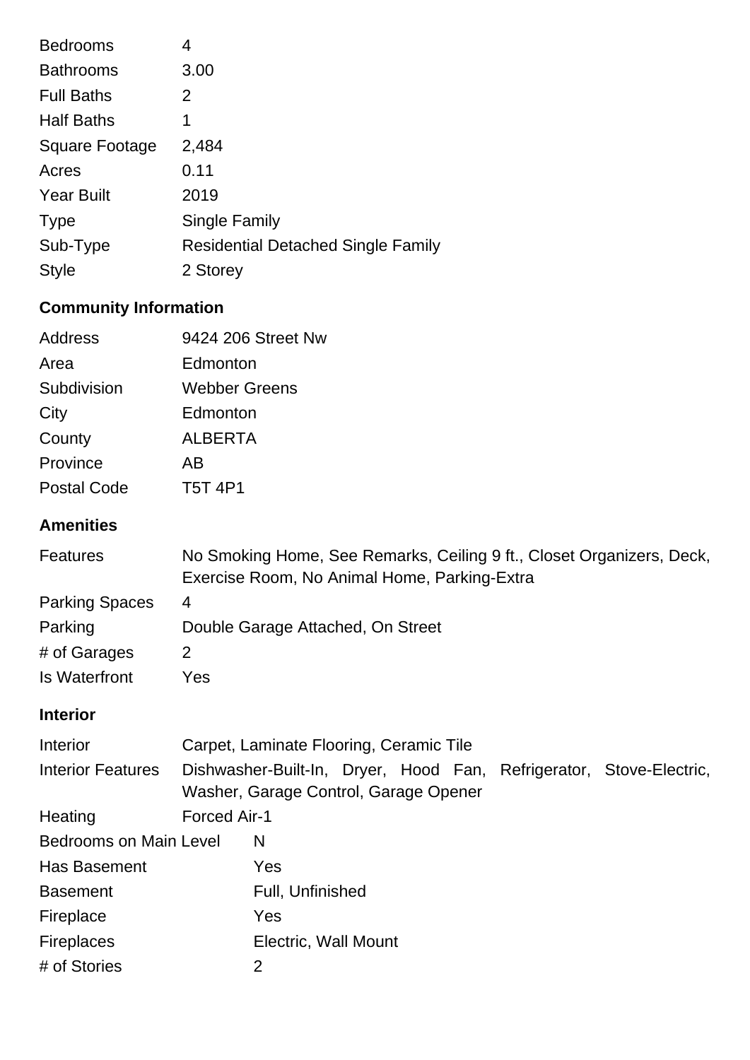| | |
|---|---|
| Bedrooms | 4 |
| Bathrooms | 3.00 |
| Full Baths | 2 |
| Half Baths | 1 |
| Square Footage | 2,484 |
| Acres | 0.11 |
| Year Built | 2019 |
| Type | Single Family |
| Sub-Type | Residential Detached Single Family |
| Style | 2 Storey |

## Community Information

| | |
|---|---|
| Address | 9424 206 Street Nw |
| Area | Edmonton |
| Subdivision | Webber Greens |
| City | Edmonton |
| County | ALBERTA |
| Province | AB |
| Postal Code | T5T 4P1 |

## Amenities

| | |
|---|---|
| Features | No Smoking Home, See Remarks, Ceiling 9 ft., Closet Organizers, Deck, Exercise Room, No Animal Home, Parking-Extra |
| Parking Spaces | 4 |
| Parking | Double Garage Attached, On Street |
| # of Garages | 2 |
| Is Waterfront | Yes |

## Interior

| | |
|---|---|
| Interior | Carpet, Laminate Flooring, Ceramic Tile |
| Interior Features | Dishwasher-Built-In, Dryer, Hood Fan, Refrigerator, Stove-Electric, Washer, Garage Control, Garage Opener |
| Heating | Forced Air-1 |
| Bedrooms on Main Level | N |
| Has Basement | Yes |
| Basement | Full, Unfinished |
| Fireplace | Yes |
| Fireplaces | Electric, Wall Mount |
| # of Stories | 2 |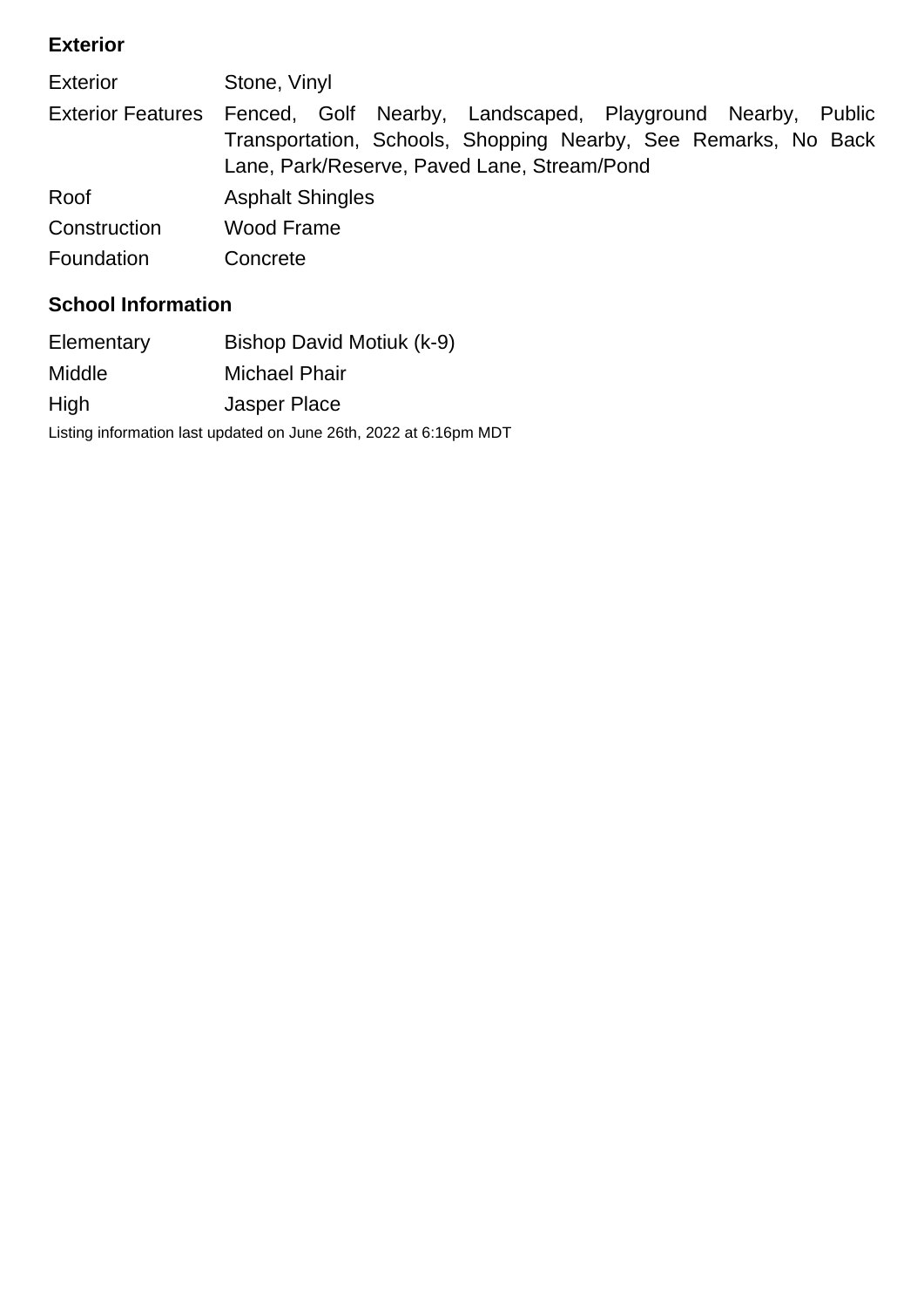## Exterior

| | |
|---|---|
| Exterior | Stone, Vinyl |
| Exterior Features | Fenced, Golf Nearby, Landscaped, Playground Nearby, Public Transportation, Schools, Shopping Nearby, See Remarks, No Back Lane, Park/Reserve, Paved Lane, Stream/Pond |
| Roof | Asphalt Shingles |
| Construction | Wood Frame |
| Foundation | Concrete |

## School Information

| | |
|---|---|
| Elementary | Bishop David Motiuk (k-9) |
| Middle | Michael Phair |
| High | Jasper Place |

Listing information last updated on June 26th, 2022 at 6:16pm MDT